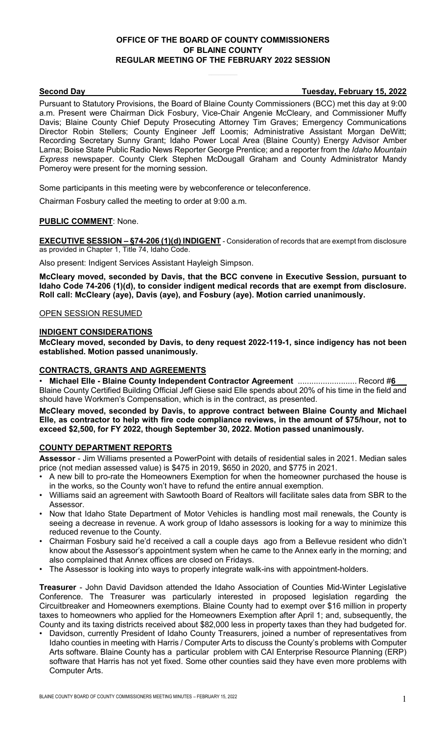**OFFICE OF THE BOARD OF COUNTY COMMISSIONERS**
**OF BLAINE COUNTY**
**REGULAR MEETING OF THE FEBRUARY 2022 SESSION**

**Second Day** **Tuesday, February 15, 2022**

Pursuant to Statutory Provisions, the Board of Blaine County Commissioners (BCC) met this day at 9:00 a.m. Present were Chairman Dick Fosbury, Vice-Chair Angenie McCleary, and Commissioner Muffy Davis; Blaine County Chief Deputy Prosecuting Attorney Tim Graves; Emergency Communications Director Robin Stellers; County Engineer Jeff Loomis; Administrative Assistant Morgan DeWitt; Recording Secretary Sunny Grant; Idaho Power Local Area (Blaine County) Energy Advisor Amber Larna; Boise State Public Radio News Reporter George Prentice; and a reporter from the *Idaho Mountain Express* newspaper. County Clerk Stephen McDougall Graham and County Administrator Mandy Pomeroy were present for the morning session.

Some participants in this meeting were by webconference or teleconference.

Chairman Fosbury called the meeting to order at 9:00 a.m.

**PUBLIC COMMENT**: None.

**EXECUTIVE SESSION – §74-206 (1)(d) INDIGENT** - Consideration of records that are exempt from disclosure as provided in Chapter 1, Title 74, Idaho Code.

Also present: Indigent Services Assistant Hayleigh Simpson.

**McCleary moved, seconded by Davis, that the BCC convene in Executive Session, pursuant to Idaho Code 74-206 (1)(d), to consider indigent medical records that are exempt from disclosure. Roll call: McCleary (aye), Davis (aye), and Fosbury (aye). Motion carried unanimously.**

OPEN SESSION RESUMED

**INDIGENT CONSIDERATIONS**

**McCleary moved, seconded by Davis, to deny request 2022-119-1, since indigency has not been established. Motion passed unanimously.**

**CONTRACTS, GRANTS AND AGREEMENTS**

- **Michael Elle - Blaine County Independent Contractor Agreement** .......................... Record #**6**

Blaine County Certified Building Official Jeff Giese said Elle spends about 20% of his time in the field and should have Workmen's Compensation, which is in the contract, as presented.

**McCleary moved, seconded by Davis, to approve contract between Blaine County and Michael Elle, as contractor to help with fire code compliance reviews, in the amount of $75/hour, not to exceed $2,500, for FY 2022, though September 30, 2022. Motion passed unanimously.**

**COUNTY DEPARTMENT REPORTS**

**Assessor** - Jim Williams presented a PowerPoint with details of residential sales in 2021. Median sales price (not median assessed value) is $475 in 2019, $650 in 2020, and $775 in 2021.

- A new bill to pro-rate the Homeowners Exemption for when the homeowner purchased the house is in the works, so the County won't have to refund the entire annual exemption.
- Williams said an agreement with Sawtooth Board of Realtors will facilitate sales data from SBR to the Assessor.
- Now that Idaho State Department of Motor Vehicles is handling most mail renewals, the County is seeing a decrease in revenue. A work group of Idaho assessors is looking for a way to minimize this reduced revenue to the County.
- Chairman Fosbury said he'd received a call a couple days ago from a Bellevue resident who didn't know about the Assessor's appointment system when he came to the Annex early in the morning; and also complained that Annex offices are closed on Fridays.
- The Assessor is looking into ways to properly integrate walk-ins with appointment-holders.

**Treasurer** - John David Davidson attended the Idaho Association of Counties Mid-Winter Legislative Conference. The Treasurer was particularly interested in proposed legislation regarding the Circuitbreaker and Homeowners exemptions. Blaine County had to exempt over $16 million in property taxes to homeowners who applied for the Homeowners Exemption after April 1; and, subsequently, the County and its taxing districts received about $82,000 less in property taxes than they had budgeted for.

- Davidson, currently President of Idaho County Treasurers, joined a number of representatives from Idaho counties in meeting with Harris / Computer Arts to discuss the County's problems with Computer Arts software. Blaine County has a particular problem with CAI Enterprise Resource Planning (ERP) software that Harris has not yet fixed. Some other counties said they have even more problems with Computer Arts.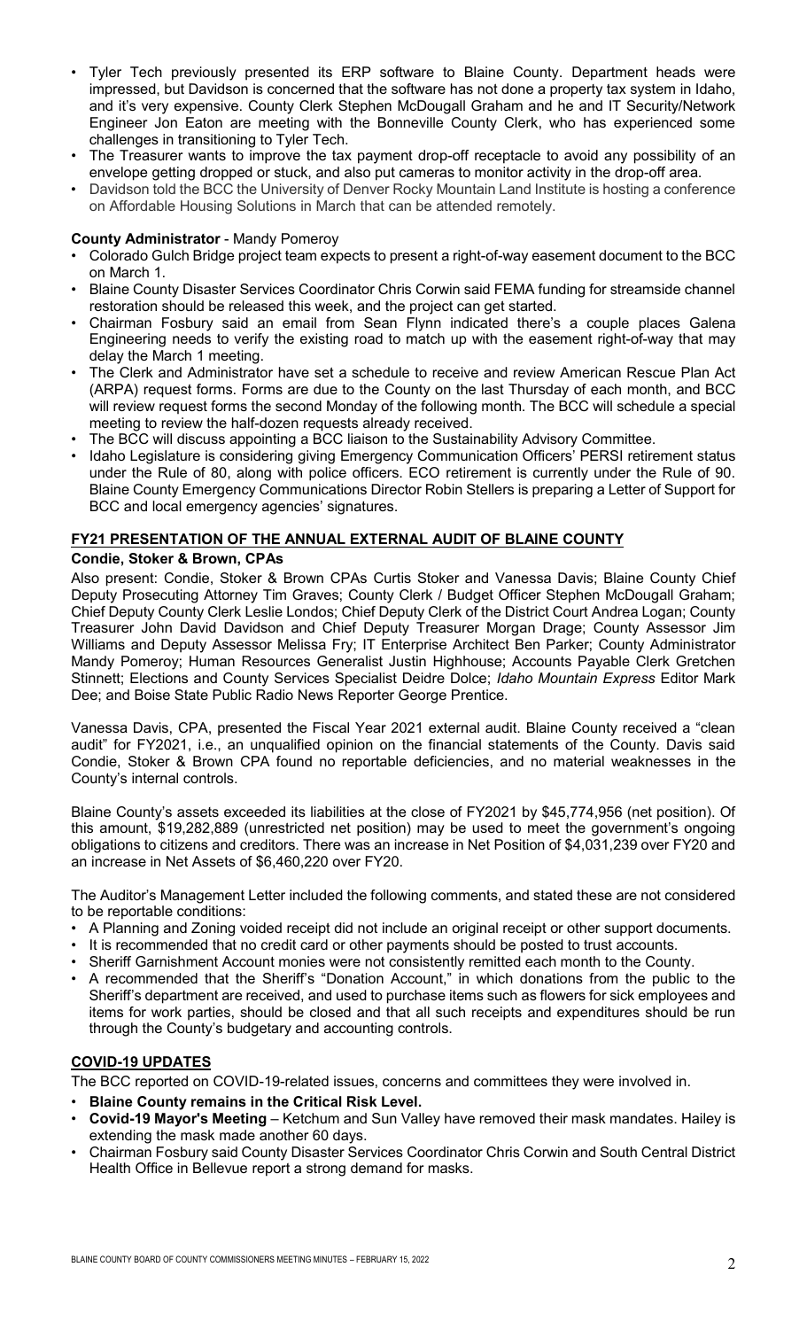- Tyler Tech previously presented its ERP software to Blaine County. Department heads were impressed, but Davidson is concerned that the software has not done a property tax system in Idaho, and it's very expensive. County Clerk Stephen McDougall Graham and he and IT Security/Network Engineer Jon Eaton are meeting with the Bonneville County Clerk, who has experienced some challenges in transitioning to Tyler Tech.
- The Treasurer wants to improve the tax payment drop-off receptacle to avoid any possibility of an envelope getting dropped or stuck, and also put cameras to monitor activity in the drop-off area.
- Davidson told the BCC the University of Denver Rocky Mountain Land Institute is hosting a conference on Affordable Housing Solutions in March that can be attended remotely.

**County Administrator** - Mandy Pomeroy

- Colorado Gulch Bridge project team expects to present a right-of-way easement document to the BCC on March 1.
- Blaine County Disaster Services Coordinator Chris Corwin said FEMA funding for streamside channel restoration should be released this week, and the project can get started.
- Chairman Fosbury said an email from Sean Flynn indicated there's a couple places Galena Engineering needs to verify the existing road to match up with the easement right-of-way that may delay the March 1 meeting.
- The Clerk and Administrator have set a schedule to receive and review American Rescue Plan Act (ARPA) request forms. Forms are due to the County on the last Thursday of each month, and BCC will review request forms the second Monday of the following month. The BCC will schedule a special meeting to review the half-dozen requests already received.
- The BCC will discuss appointing a BCC liaison to the Sustainability Advisory Committee.
- Idaho Legislature is considering giving Emergency Communication Officers' PERSI retirement status under the Rule of 80, along with police officers. ECO retirement is currently under the Rule of 90. Blaine County Emergency Communications Director Robin Stellers is preparing a Letter of Support for BCC and local emergency agencies' signatures.

## FY21 PRESENTATION OF THE ANNUAL EXTERNAL AUDIT OF BLAINE COUNTY

**Condie, Stoker & Brown, CPAs**

Also present: Condie, Stoker & Brown CPAs Curtis Stoker and Vanessa Davis; Blaine County Chief Deputy Prosecuting Attorney Tim Graves; County Clerk / Budget Officer Stephen McDougall Graham; Chief Deputy County Clerk Leslie Londos; Chief Deputy Clerk of the District Court Andrea Logan; County Treasurer John David Davidson and Chief Deputy Treasurer Morgan Drage; County Assessor Jim Williams and Deputy Assessor Melissa Fry; IT Enterprise Architect Ben Parker; County Administrator Mandy Pomeroy; Human Resources Generalist Justin Highhouse; Accounts Payable Clerk Gretchen Stinnett; Elections and County Services Specialist Deidre Dolce; *Idaho Mountain Express* Editor Mark Dee; and Boise State Public Radio News Reporter George Prentice.

Vanessa Davis, CPA, presented the Fiscal Year 2021 external audit. Blaine County received a "clean audit" for FY2021, i.e., an unqualified opinion on the financial statements of the County. Davis said Condie, Stoker & Brown CPA found no reportable deficiencies, and no material weaknesses in the County's internal controls.

Blaine County's assets exceeded its liabilities at the close of FY2021 by $45,774,956 (net position). Of this amount, $19,282,889 (unrestricted net position) may be used to meet the government's ongoing obligations to citizens and creditors. There was an increase in Net Position of $4,031,239 over FY20 and an increase in Net Assets of $6,460,220 over FY20.

The Auditor's Management Letter included the following comments, and stated these are not considered to be reportable conditions:

- A Planning and Zoning voided receipt did not include an original receipt or other support documents.
- It is recommended that no credit card or other payments should be posted to trust accounts.
- Sheriff Garnishment Account monies were not consistently remitted each month to the County.
- A recommended that the Sheriff's "Donation Account," in which donations from the public to the Sheriff's department are received, and used to purchase items such as flowers for sick employees and items for work parties, should be closed and that all such receipts and expenditures should be run through the County's budgetary and accounting controls.

## COVID-19 UPDATES

The BCC reported on COVID-19-related issues, concerns and committees they were involved in.

- **Blaine County remains in the Critical Risk Level.**
- **Covid-19 Mayor's Meeting** – Ketchum and Sun Valley have removed their mask mandates. Hailey is extending the mask made another 60 days.
- Chairman Fosbury said County Disaster Services Coordinator Chris Corwin and South Central District Health Office in Bellevue report a strong demand for masks.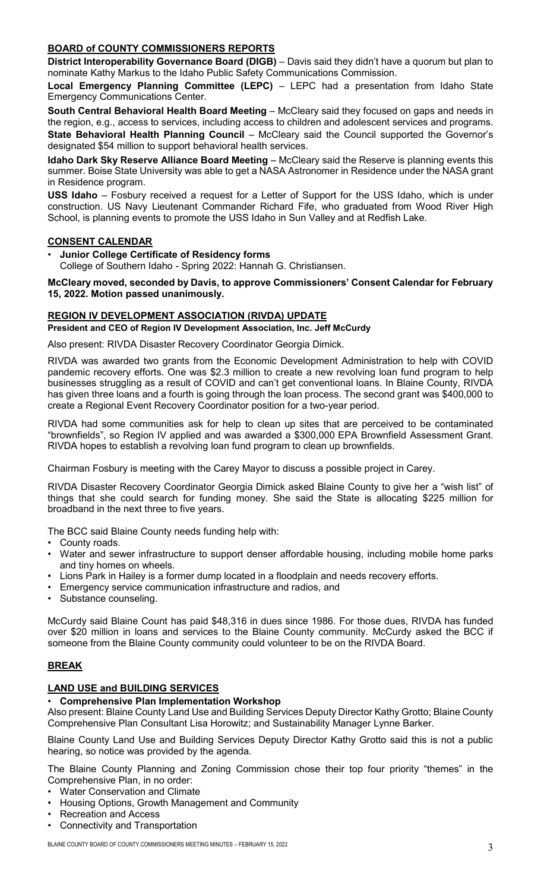## BOARD of COUNTY COMMISSIONERS REPORTS

**District Interoperability Governance Board (DIGB)** – Davis said they didn't have a quorum but plan to nominate Kathy Markus to the Idaho Public Safety Communications Commission.

**Local Emergency Planning Committee (LEPC)** – LEPC had a presentation from Idaho State Emergency Communications Center.

**South Central Behavioral Health Board Meeting** – McCleary said they focused on gaps and needs in the region, e.g., access to services, including access to children and adolescent services and programs.

**State Behavioral Health Planning Council** – McCleary said the Council supported the Governor's designated $54 million to support behavioral health services.

**Idaho Dark Sky Reserve Alliance Board Meeting** – McCleary said the Reserve is planning events this summer. Boise State University was able to get a NASA Astronomer in Residence under the NASA grant in Residence program.

**USS Idaho** – Fosbury received a request for a Letter of Support for the USS Idaho, which is under construction. US Navy Lieutenant Commander Richard Fife, who graduated from Wood River High School, is planning events to promote the USS Idaho in Sun Valley and at Redfish Lake.

## CONSENT CALENDAR

- **Junior College Certificate of Residency forms**
  College of Southern Idaho - Spring 2022: Hannah G. Christiansen.

**McCleary moved, seconded by Davis, to approve Commissioners' Consent Calendar for February 15, 2022. Motion passed unanimously.**

## REGION IV DEVELOPMENT ASSOCIATION (RIVDA) UPDATE

**President and CEO of Region IV Development Association, Inc. Jeff McCurdy**

Also present: RIVDA Disaster Recovery Coordinator Georgia Dimick.

RIVDA was awarded two grants from the Economic Development Administration to help with COVID pandemic recovery efforts. One was $2.3 million to create a new revolving loan fund program to help businesses struggling as a result of COVID and can't get conventional loans. In Blaine County, RIVDA has given three loans and a fourth is going through the loan process. The second grant was $400,000 to create a Regional Event Recovery Coordinator position for a two-year period.

RIVDA had some communities ask for help to clean up sites that are perceived to be contaminated "brownfields", so Region IV applied and was awarded a $300,000 EPA Brownfield Assessment Grant. RIVDA hopes to establish a revolving loan fund program to clean up brownfields.

Chairman Fosbury is meeting with the Carey Mayor to discuss a possible project in Carey.

RIVDA Disaster Recovery Coordinator Georgia Dimick asked Blaine County to give her a "wish list" of things that she could search for funding money. She said the State is allocating $225 million for broadband in the next three to five years.

The BCC said Blaine County needs funding help with:

- County roads.
- Water and sewer infrastructure to support denser affordable housing, including mobile home parks and tiny homes on wheels.
- Lions Park in Hailey is a former dump located in a floodplain and needs recovery efforts.
- Emergency service communication infrastructure and radios, and
- Substance counseling.

McCurdy said Blaine Count has paid $48,316 in dues since 1986. For those dues, RIVDA has funded over $20 million in loans and services to the Blaine County community. McCurdy asked the BCC if someone from the Blaine County community could volunteer to be on the RIVDA Board.

## BREAK

## LAND USE and BUILDING SERVICES

- **Comprehensive Plan Implementation Workshop**

Also present: Blaine County Land Use and Building Services Deputy Director Kathy Grotto; Blaine County Comprehensive Plan Consultant Lisa Horowitz; and Sustainability Manager Lynne Barker.

Blaine County Land Use and Building Services Deputy Director Kathy Grotto said this is not a public hearing, so notice was provided by the agenda.

The Blaine County Planning and Zoning Commission chose their top four priority "themes" in the Comprehensive Plan, in no order:

- Water Conservation and Climate
- Housing Options, Growth Management and Community
- Recreation and Access
- Connectivity and Transportation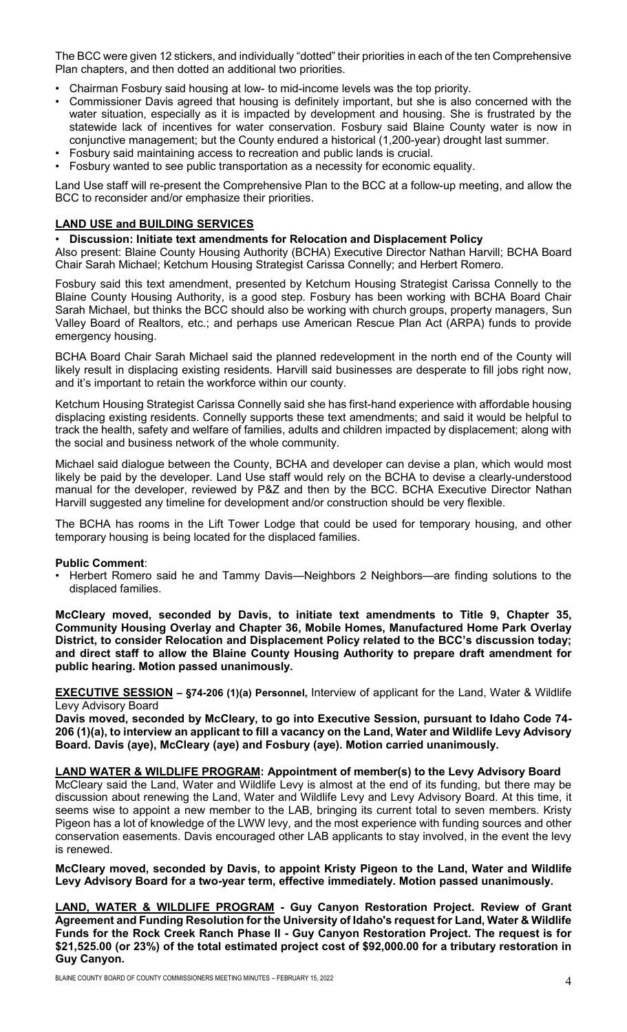The BCC were given 12 stickers, and individually "dotted" their priorities in each of the ten Comprehensive Plan chapters, and then dotted an additional two priorities.

- Chairman Fosbury said housing at low- to mid-income levels was the top priority.
- Commissioner Davis agreed that housing is definitely important, but she is also concerned with the water situation, especially as it is impacted by development and housing. She is frustrated by the statewide lack of incentives for water conservation. Fosbury said Blaine County water is now in conjunctive management; but the County endured a historical (1,200-year) drought last summer.
- Fosbury said maintaining access to recreation and public lands is crucial.
- Fosbury wanted to see public transportation as a necessity for economic equality.

Land Use staff will re-present the Comprehensive Plan to the BCC at a follow-up meeting, and allow the BCC to reconsider and/or emphasize their priorities.

## LAND USE and BUILDING SERVICES

- **Discussion: Initiate text amendments for Relocation and Displacement Policy**

Also present: Blaine County Housing Authority (BCHA) Executive Director Nathan Harvill; BCHA Board Chair Sarah Michael; Ketchum Housing Strategist Carissa Connelly; and Herbert Romero.

Fosbury said this text amendment, presented by Ketchum Housing Strategist Carissa Connelly to the Blaine County Housing Authority, is a good step. Fosbury has been working with BCHA Board Chair Sarah Michael, but thinks the BCC should also be working with church groups, property managers, Sun Valley Board of Realtors, etc.; and perhaps use American Rescue Plan Act (ARPA) funds to provide emergency housing.

BCHA Board Chair Sarah Michael said the planned redevelopment in the north end of the County will likely result in displacing existing residents. Harvill said businesses are desperate to fill jobs right now, and it's important to retain the workforce within our county.

Ketchum Housing Strategist Carissa Connelly said she has first-hand experience with affordable housing displacing existing residents. Connelly supports these text amendments; and said it would be helpful to track the health, safety and welfare of families, adults and children impacted by displacement; along with the social and business network of the whole community.

Michael said dialogue between the County, BCHA and developer can devise a plan, which would most likely be paid by the developer. Land Use staff would rely on the BCHA to devise a clearly-understood manual for the developer, reviewed by P&Z and then by the BCC. BCHA Executive Director Nathan Harvill suggested any timeline for development and/or construction should be very flexible.

The BCHA has rooms in the Lift Tower Lodge that could be used for temporary housing, and other temporary housing is being located for the displaced families.

**Public Comment**:

- Herbert Romero said he and Tammy Davis—Neighbors 2 Neighbors—are finding solutions to the displaced families.

**McCleary moved, seconded by Davis, to initiate text amendments to Title 9, Chapter 35, Community Housing Overlay and Chapter 36, Mobile Homes, Manufactured Home Park Overlay District, to consider Relocation and Displacement Policy related to the BCC's discussion today; and direct staff to allow the Blaine County Housing Authority to prepare draft amendment for public hearing. Motion passed unanimously.**

**EXECUTIVE SESSION – §74-206 (1)(a) Personnel,** Interview of applicant for the Land, Water & Wildlife Levy Advisory Board

**Davis moved, seconded by McCleary, to go into Executive Session, pursuant to Idaho Code 74-206 (1)(a), to interview an applicant to fill a vacancy on the Land, Water and Wildlife Levy Advisory Board. Davis (aye), McCleary (aye) and Fosbury (aye). Motion carried unanimously.**

**LAND WATER & WILDLIFE PROGRAM: Appointment of member(s) to the Levy Advisory Board**

McCleary said the Land, Water and Wildlife Levy is almost at the end of its funding, but there may be discussion about renewing the Land, Water and Wildlife Levy and Levy Advisory Board. At this time, it seems wise to appoint a new member to the LAB, bringing its current total to seven members. Kristy Pigeon has a lot of knowledge of the LWW levy, and the most experience with funding sources and other conservation easements. Davis encouraged other LAB applicants to stay involved, in the event the levy is renewed.

**McCleary moved, seconded by Davis, to appoint Kristy Pigeon to the Land, Water and Wildlife Levy Advisory Board for a two-year term, effective immediately. Motion passed unanimously.**

**LAND, WATER & WILDLIFE PROGRAM - Guy Canyon Restoration Project. Review of Grant Agreement and Funding Resolution for the University of Idaho's request for Land, Water & Wildlife Funds for the Rock Creek Ranch Phase II - Guy Canyon Restoration Project. The request is for $21,525.00 (or 23%) of the total estimated project cost of $92,000.00 for a tributary restoration in Guy Canyon.**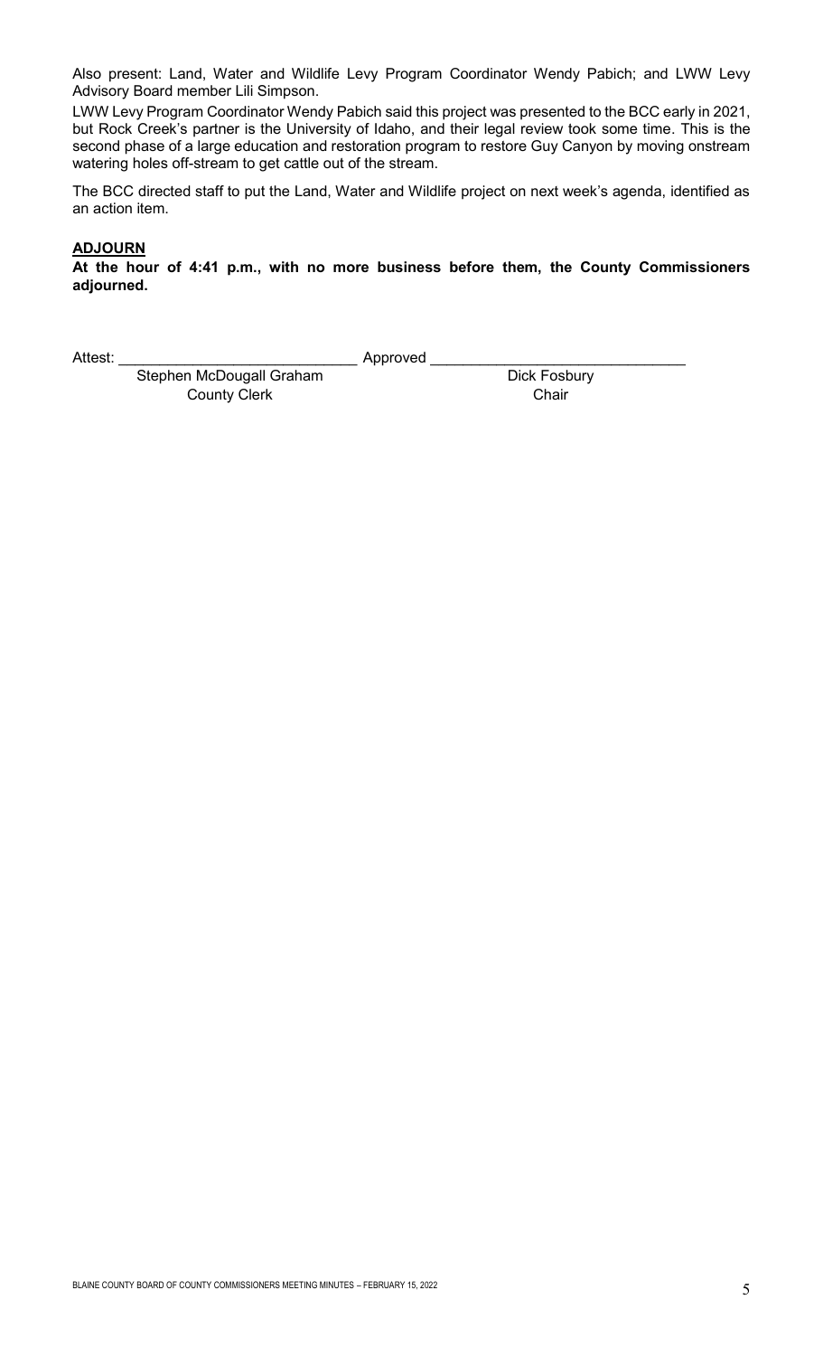Also present: Land, Water and Wildlife Levy Program Coordinator Wendy Pabich; and LWW Levy Advisory Board member Lili Simpson.

LWW Levy Program Coordinator Wendy Pabich said this project was presented to the BCC early in 2021, but Rock Creek's partner is the University of Idaho, and their legal review took some time. This is the second phase of a large education and restoration program to restore Guy Canyon by moving onstream watering holes off-stream to get cattle out of the stream.

The BCC directed staff to put the Land, Water and Wildlife project on next week's agenda, identified as an action item.

**ADJOURN**

**At the hour of 4:41 p.m., with no more business before them, the County Commissioners adjourned.**

Attest: ____________________________ Approved ______________________________

Stephen McDougall Graham
County Clerk

Dick Fosbury
Chair